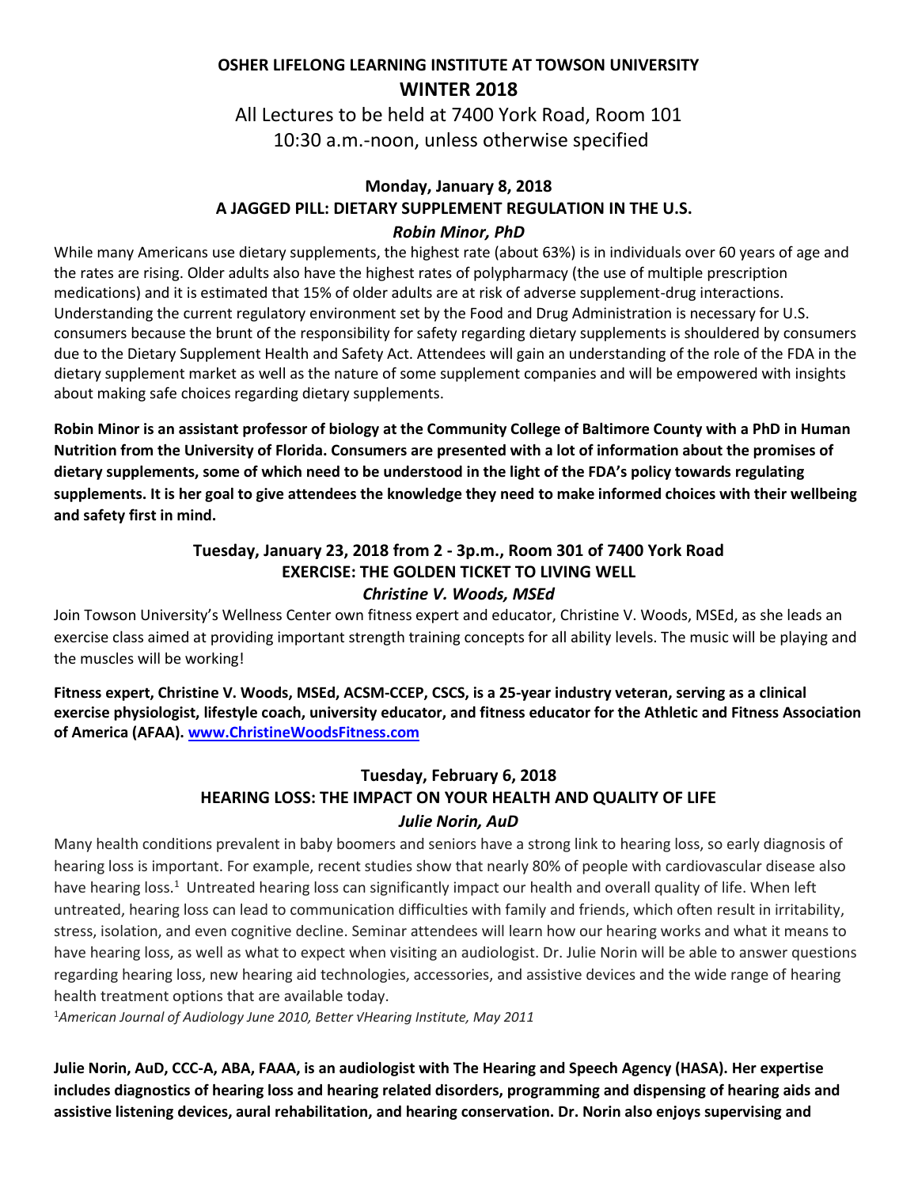# OSHER LIFELONG LEARNING INSTITUTE AT TOWSON UNIVERSITY
# WINTER 2018

All Lectures to be held at 7400 York Road, Room 101
10:30 a.m.-noon, unless otherwise specified

## Monday, January 8, 2018
## A JAGGED PILL: DIETARY SUPPLEMENT REGULATION IN THE U.S.
### *Robin Minor, PhD*

While many Americans use dietary supplements, the highest rate (about 63%) is in individuals over 60 years of age and the rates are rising. Older adults also have the highest rates of polypharmacy (the use of multiple prescription medications) and it is estimated that 15% of older adults are at risk of adverse supplement-drug interactions. Understanding the current regulatory environment set by the Food and Drug Administration is necessary for U.S. consumers because the brunt of the responsibility for safety regarding dietary supplements is shouldered by consumers due to the Dietary Supplement Health and Safety Act. Attendees will gain an understanding of the role of the FDA in the dietary supplement market as well as the nature of some supplement companies and will be empowered with insights about making safe choices regarding dietary supplements.

**Robin Minor is an assistant professor of biology at the Community College of Baltimore County with a PhD in Human Nutrition from the University of Florida. Consumers are presented with a lot of information about the promises of dietary supplements, some of which need to be understood in the light of the FDA's policy towards regulating supplements. It is her goal to give attendees the knowledge they need to make informed choices with their wellbeing and safety first in mind.**

## Tuesday, January 23, 2018 from 2 - 3p.m., Room 301 of 7400 York Road
## EXERCISE: THE GOLDEN TICKET TO LIVING WELL
### *Christine V. Woods, MSEd*

Join Towson University's Wellness Center own fitness expert and educator, Christine V. Woods, MSEd, as she leads an exercise class aimed at providing important strength training concepts for all ability levels. The music will be playing and the muscles will be working!

**Fitness expert, Christine V. Woods, MSEd, ACSM-CCEP, CSCS, is a 25-year industry veteran, serving as a clinical exercise physiologist, lifestyle coach, university educator, and fitness educator for the Athletic and Fitness Association of America (AFAA). [www.ChristineWoodsFitness.com](www.ChristineWoodsFitness.com)**

## Tuesday, February 6, 2018
## HEARING LOSS: THE IMPACT ON YOUR HEALTH AND QUALITY OF LIFE
### *Julie Norin, AuD*

Many health conditions prevalent in baby boomers and seniors have a strong link to hearing loss, so early diagnosis of hearing loss is important. For example, recent studies show that nearly 80% of people with cardiovascular disease also have hearing loss.[1] Untreated hearing loss can significantly impact our health and overall quality of life. When left untreated, hearing loss can lead to communication difficulties with family and friends, which often result in irritability, stress, isolation, and even cognitive decline. Seminar attendees will learn how our hearing works and what it means to have hearing loss, as well as what to expect when visiting an audiologist. Dr. Julie Norin will be able to answer questions regarding hearing loss, new hearing aid technologies, accessories, and assistive devices and the wide range of hearing health treatment options that are available today.

[1]*American Journal of Audiology June 2010, Better √Hearing Institute, May 2011*

**Julie Norin, AuD, CCC-A, ABA, FAAA, is an audiologist with The Hearing and Speech Agency (HASA). Her expertise includes diagnostics of hearing loss and hearing related disorders, programming and dispensing of hearing aids and assistive listening devices, aural rehabilitation, and hearing conservation. Dr. Norin also enjoys supervising and**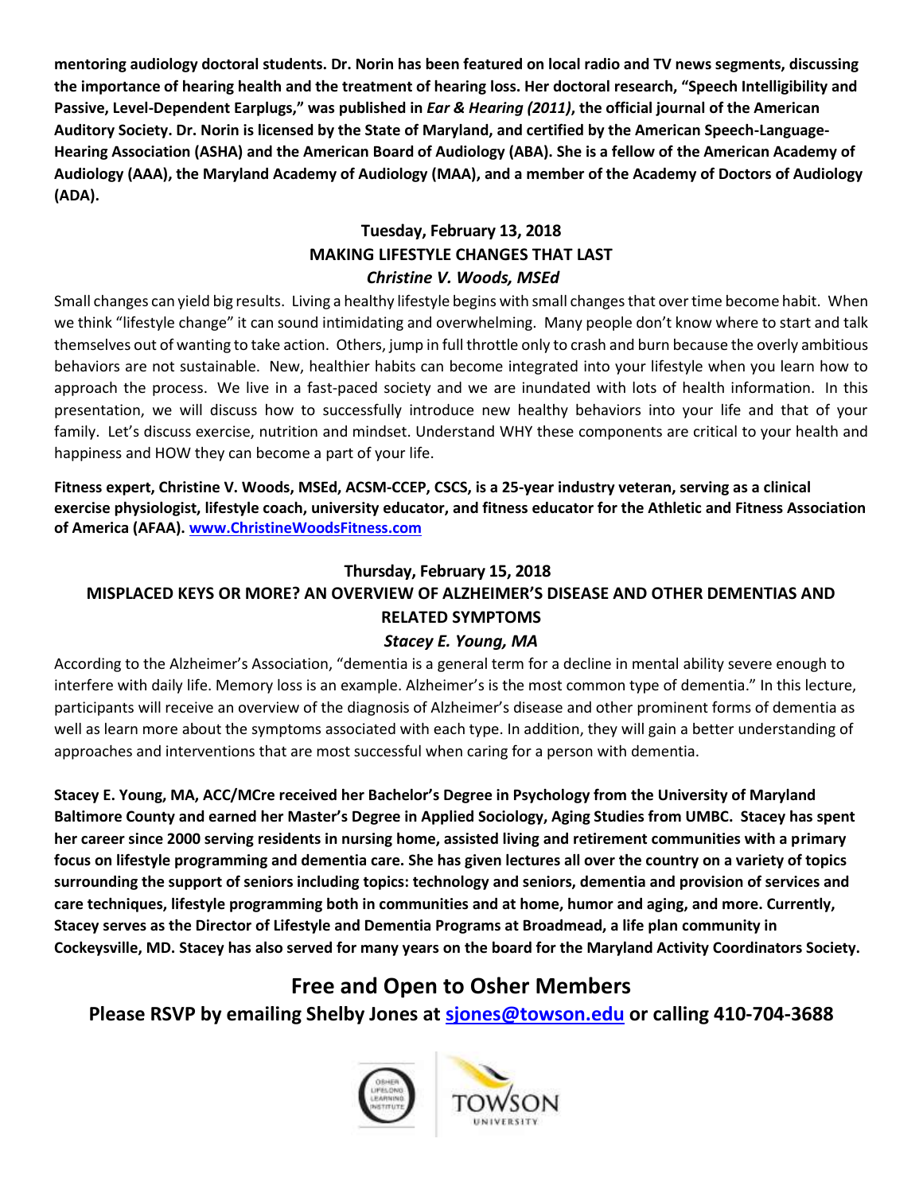**mentoring audiology doctoral students. Dr. Norin has been featured on local radio and TV news segments, discussing the importance of hearing health and the treatment of hearing loss. Her doctoral research, "Speech Intelligibility and Passive, Level-Dependent Earplugs," was published in *Ear & Hearing (2011)*, the official journal of the American Auditory Society. Dr. Norin is licensed by the State of Maryland, and certified by the American Speech-Language-Hearing Association (ASHA) and the American Board of Audiology (ABA). She is a fellow of the American Academy of Audiology (AAA), the Maryland Academy of Audiology (MAA), and a member of the Academy of Doctors of Audiology (ADA).**

### Tuesday, February 13, 2018
### MAKING LIFESTYLE CHANGES THAT LAST
***Christine V. Woods, MSEd***

Small changes can yield big results. Living a healthy lifestyle begins with small changes that over time become habit. When we think "lifestyle change" it can sound intimidating and overwhelming. Many people don't know where to start and talk themselves out of wanting to take action. Others, jump in full throttle only to crash and burn because the overly ambitious behaviors are not sustainable. New, healthier habits can become integrated into your lifestyle when you learn how to approach the process. We live in a fast-paced society and we are inundated with lots of health information. In this presentation, we will discuss how to successfully introduce new healthy behaviors into your life and that of your family. Let's discuss exercise, nutrition and mindset. Understand WHY these components are critical to your health and happiness and HOW they can become a part of your life.

**Fitness expert, Christine V. Woods, MSEd, ACSM-CCEP, CSCS, is a 25-year industry veteran, serving as a clinical exercise physiologist, lifestyle coach, university educator, and fitness educator for the Athletic and Fitness Association of America (AFAA). www.ChristineWoodsFitness.com**

### Thursday, February 15, 2018
### MISPLACED KEYS OR MORE? AN OVERVIEW OF ALZHEIMER'S DISEASE AND OTHER DEMENTIAS AND RELATED SYMPTOMS
***Stacey E. Young, MA***

According to the Alzheimer's Association, "dementia is a general term for a decline in mental ability severe enough to interfere with daily life. Memory loss is an example. Alzheimer's is the most common type of dementia." In this lecture, participants will receive an overview of the diagnosis of Alzheimer's disease and other prominent forms of dementia as well as learn more about the symptoms associated with each type. In addition, they will gain a better understanding of approaches and interventions that are most successful when caring for a person with dementia.

**Stacey E. Young, MA, ACC/MCre received her Bachelor's Degree in Psychology from the University of Maryland Baltimore County and earned her Master's Degree in Applied Sociology, Aging Studies from UMBC. Stacey has spent her career since 2000 serving residents in nursing home, assisted living and retirement communities with a primary focus on lifestyle programming and dementia care. She has given lectures all over the country on a variety of topics surrounding the support of seniors including topics: technology and seniors, dementia and provision of services and care techniques, lifestyle programming both in communities and at home, humor and aging, and more. Currently, Stacey serves as the Director of Lifestyle and Dementia Programs at Broadmead, a life plan community in Cockeysville, MD. Stacey has also served for many years on the board for the Maryland Activity Coordinators Society.**

## Free and Open to Osher Members

**Please RSVP by emailing Shelby Jones at sjones@towson.edu or calling 410-704-3688**

OSHER LIFELONG LEARNING INSTITUTE

TOWSON UNIVERSITY